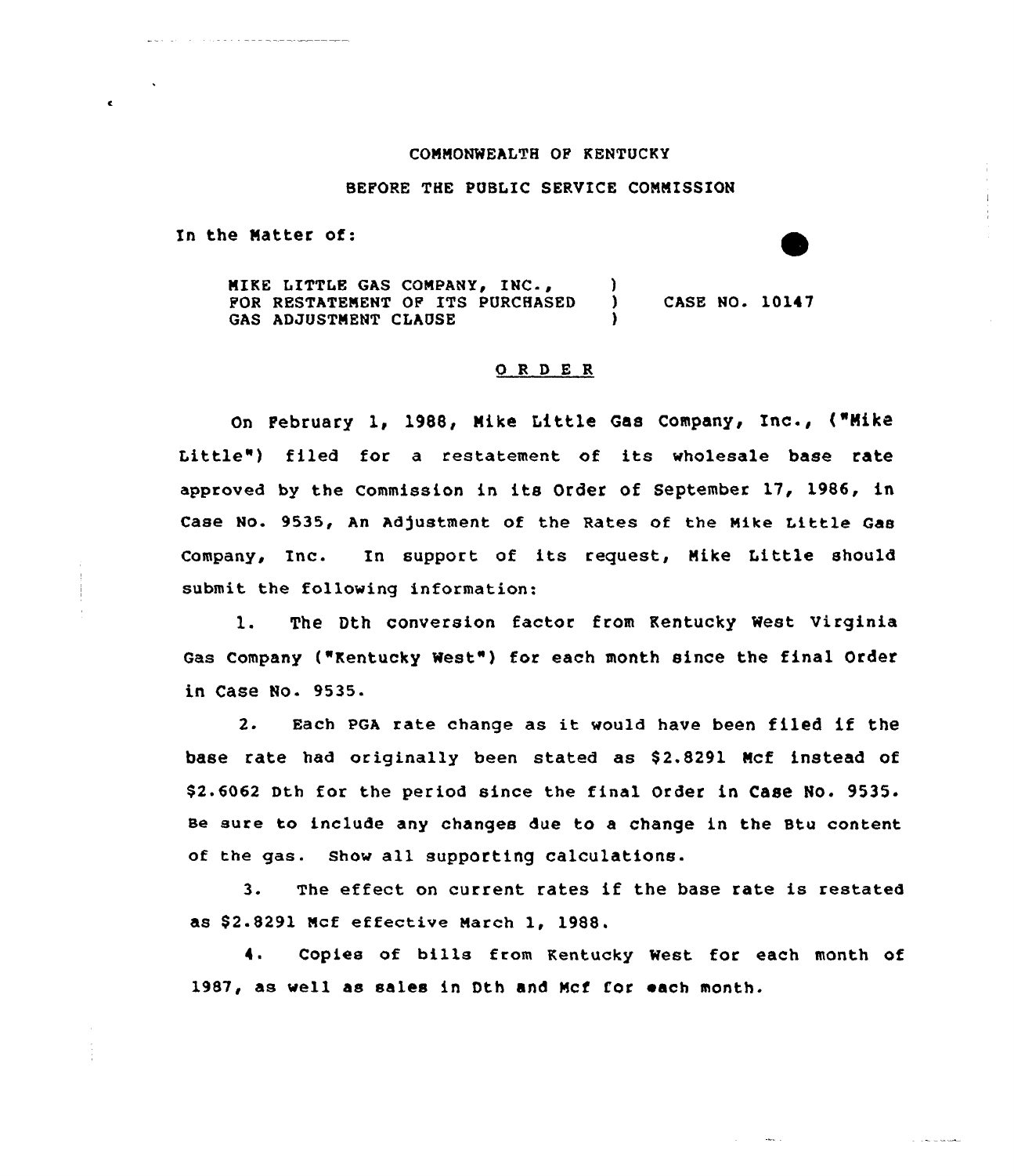COMMONWEALTH OF KENTUCKY

BEFORE THE PUBLIC SERVICE COMMISSION

In the Matter of:

| | | |
|---|---|---|
| MIKE LITTLE GAS COMPANY, INC., FOR RESTATEMENT OF ITS PURCHASED GAS ADJUSTMENT CLAUSE | ) ) ) | CASE NO. 10147 |

## ORDER

On February 1, 1988, Mike Little Gas Company, Inc., ("Mike Little") filed for a restatement of its wholesale base rate approved by the Commission in its Order of September 17, 1986, in Case No. 9535, An Adjustment of the Rates of the Mike Little Gas Company, Inc. In support of its request, Mike Little should submit the following information:

1. The Dth conversion factor from Kentucky West Virginia Gas Company ("Kentucky West") for each month since the final Order in Case No. 9535.

2. Each PGA rate change as it would have been filed if the base rate had originally been stated as $2.8291 Mcf instead of $2.6062 Dth for the period since the final Order in Case No. 9535. Be sure to include any changes due to a change in the Btu content of the gas. Show all supporting calculations.

3. The effect on current rates if the base rate is restated as $2.8291 Mcf effective March 1, 1988.

4. Copies of bills from Kentucky West for each month of 1987, as well as sales in Dth and Mcf for each month.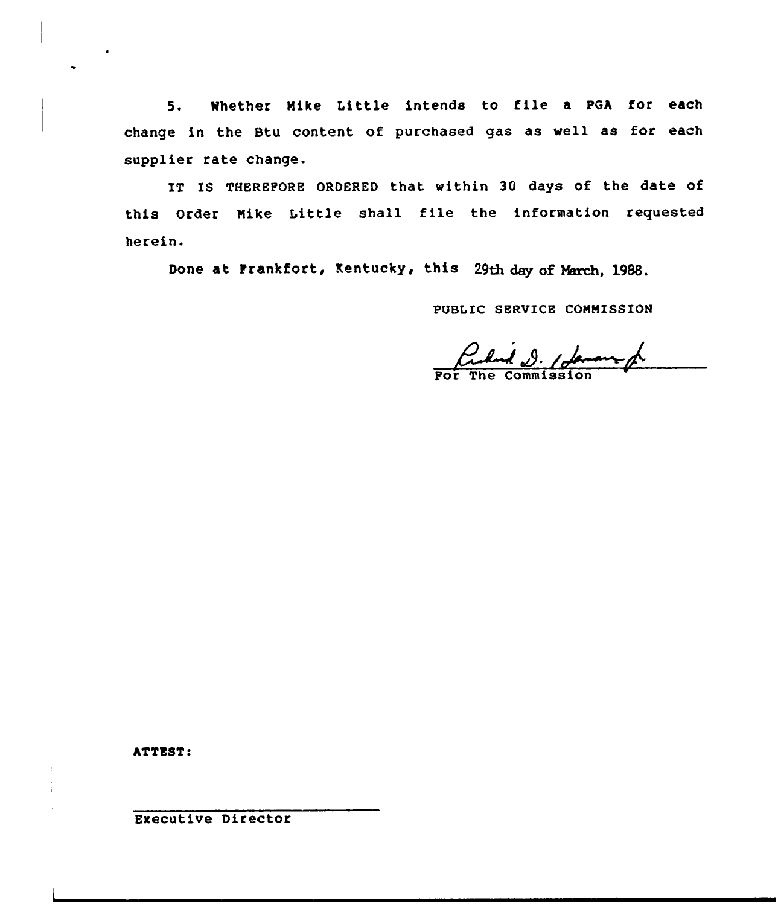5. Whether Mike Little intends to file a PGA for each change in the Btu content of purchased gas as well as for each supplier rate change.

IT IS THEREFORE ORDERED that within 30 days of the date of this Order Mike Little shall file the information requested herein.

Done at Frankfort, Kentucky, this 29th day of March, 1988.

PUBLIC SERVICE COMMISSION

For The Commission

ATTEST:

Executive Director